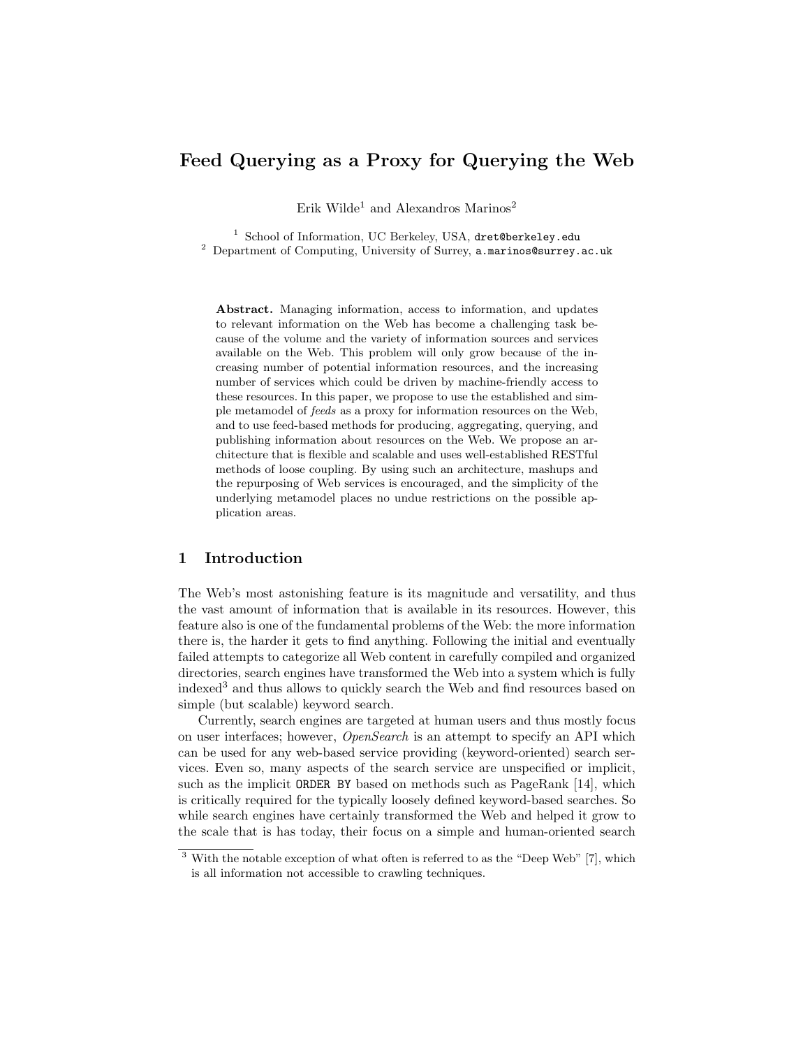# Feed Querying as a Proxy for Querying the Web

Erik Wilde[1] and Alexandros Marinos[2]

[1] School of Information, UC Berkeley, USA, dret@berkeley.edu
[2] Department of Computing, University of Surrey, a.marinos@surrey.ac.uk

**Abstract.** Managing information, access to information, and updates to relevant information on the Web has become a challenging task because of the volume and the variety of information sources and services available on the Web. This problem will only grow because of the increasing number of potential information resources, and the increasing number of services which could be driven by machine-friendly access to these resources. In this paper, we propose to use the established and simple metamodel of *feeds* as a proxy for information resources on the Web, and to use feed-based methods for producing, aggregating, querying, and publishing information about resources on the Web. We propose an architecture that is flexible and scalable and uses well-established RESTful methods of loose coupling. By using such an architecture, mashups and the repurposing of Web services is encouraged, and the simplicity of the underlying metamodel places no undue restrictions on the possible application areas.

## 1 Introduction

The Web's most astonishing feature is its magnitude and versatility, and thus the vast amount of information that is available in its resources. However, this feature also is one of the fundamental problems of the Web: the more information there is, the harder it gets to find anything. Following the initial and eventually failed attempts to categorize all Web content in carefully compiled and organized directories, search engines have transformed the Web into a system which is fully indexed[3] and thus allows to quickly search the Web and find resources based on simple (but scalable) keyword search.

Currently, search engines are targeted at human users and thus mostly focus on user interfaces; however, *OpenSearch* is an attempt to specify an API which can be used for any web-based service providing (keyword-oriented) search services. Even so, many aspects of the search service are unspecified or implicit, such as the implicit `ORDER BY` based on methods such as PageRank [14], which is critically required for the typically loosely defined keyword-based searches. So while search engines have certainly transformed the Web and helped it grow to the scale that is has today, their focus on a simple and human-oriented search

[3] With the notable exception of what often is referred to as the "Deep Web" [7], which is all information not accessible to crawling techniques.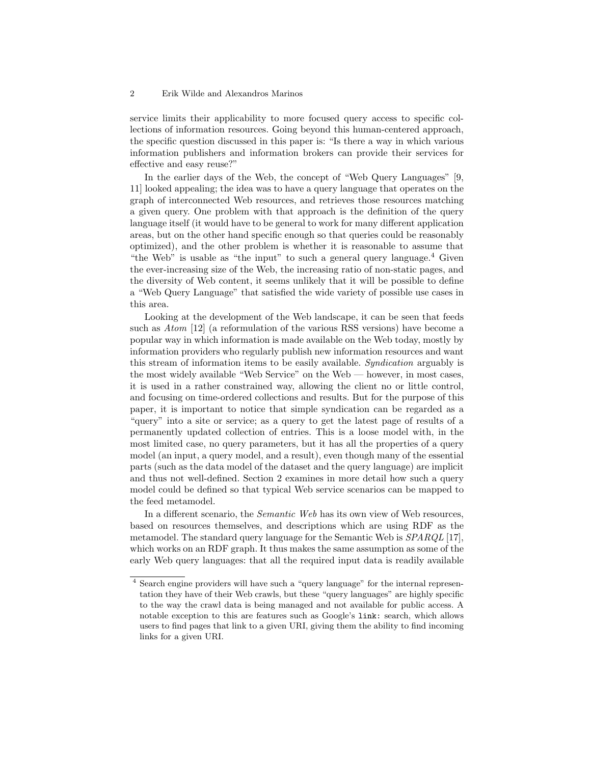service limits their applicability to more focused query access to specific collections of information resources. Going beyond this human-centered approach, the specific question discussed in this paper is: "Is there a way in which various information publishers and information brokers can provide their services for effective and easy reuse?"

In the earlier days of the Web, the concept of "Web Query Languages" [9, 11] looked appealing; the idea was to have a query language that operates on the graph of interconnected Web resources, and retrieves those resources matching a given query. One problem with that approach is the definition of the query language itself (it would have to be general to work for many different application areas, but on the other hand specific enough so that queries could be reasonably optimized), and the other problem is whether it is reasonable to assume that "the Web" is usable as "the input" to such a general query language.[4] Given the ever-increasing size of the Web, the increasing ratio of non-static pages, and the diversity of Web content, it seems unlikely that it will be possible to define a "Web Query Language" that satisfied the wide variety of possible use cases in this area.

Looking at the development of the Web landscape, it can be seen that feeds such as *Atom* [12] (a reformulation of the various RSS versions) have become a popular way in which information is made available on the Web today, mostly by information providers who regularly publish new information resources and want this stream of information items to be easily available. *Syndication* arguably is the most widely available "Web Service" on the Web — however, in most cases, it is used in a rather constrained way, allowing the client no or little control, and focusing on time-ordered collections and results. But for the purpose of this paper, it is important to notice that simple syndication can be regarded as a "query" into a site or service; as a query to get the latest page of results of a permanently updated collection of entries. This is a loose model with, in the most limited case, no query parameters, but it has all the properties of a query model (an input, a query model, and a result), even though many of the essential parts (such as the data model of the dataset and the query language) are implicit and thus not well-defined. Section 2 examines in more detail how such a query model could be defined so that typical Web service scenarios can be mapped to the feed metamodel.

In a different scenario, the *Semantic Web* has its own view of Web resources, based on resources themselves, and descriptions which are using RDF as the metamodel. The standard query language for the Semantic Web is *SPARQL* [17], which works on an RDF graph. It thus makes the same assumption as some of the early Web query languages: that all the required input data is readily available

[4] Search engine providers will have such a "query language" for the internal representation they have of their Web crawls, but these "query languages" are highly specific to the way the crawl data is being managed and not available for public access. A notable exception to this are features such as Google's `link:` search, which allows users to find pages that link to a given URI, giving them the ability to find incoming links for a given URI.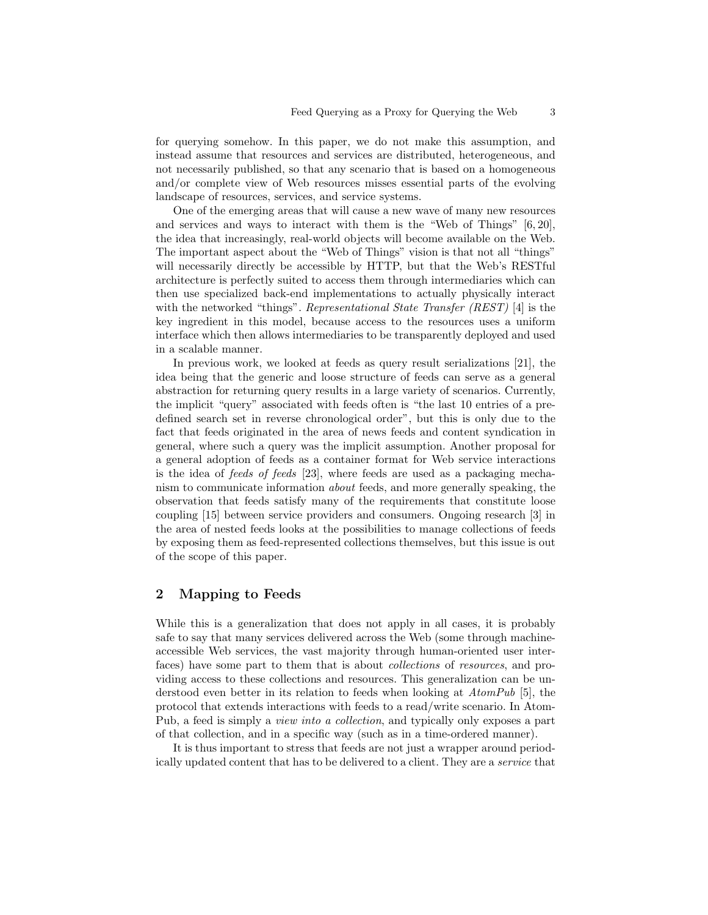for querying somehow. In this paper, we do not make this assumption, and instead assume that resources and services are distributed, heterogeneous, and not necessarily published, so that any scenario that is based on a homogeneous and/or complete view of Web resources misses essential parts of the evolving landscape of resources, services, and service systems.

One of the emerging areas that will cause a new wave of many new resources and services and ways to interact with them is the "Web of Things" [6, 20], the idea that increasingly, real-world objects will become available on the Web. The important aspect about the "Web of Things" vision is that not all "things" will necessarily directly be accessible by HTTP, but that the Web's RESTful architecture is perfectly suited to access them through intermediaries which can then use specialized back-end implementations to actually physically interact with the networked "things". *Representational State Transfer (REST)* [4] is the key ingredient in this model, because access to the resources uses a uniform interface which then allows intermediaries to be transparently deployed and used in a scalable manner.

In previous work, we looked at feeds as query result serializations [21], the idea being that the generic and loose structure of feeds can serve as a general abstraction for returning query results in a large variety of scenarios. Currently, the implicit "query" associated with feeds often is "the last 10 entries of a predefined search set in reverse chronological order", but this is only due to the fact that feeds originated in the area of news feeds and content syndication in general, where such a query was the implicit assumption. Another proposal for a general adoption of feeds as a container format for Web service interactions is the idea of *feeds of feeds* [23], where feeds are used as a packaging mechanism to communicate information *about* feeds, and more generally speaking, the observation that feeds satisfy many of the requirements that constitute loose coupling [15] between service providers and consumers. Ongoing research [3] in the area of nested feeds looks at the possibilities to manage collections of feeds by exposing them as feed-represented collections themselves, but this issue is out of the scope of this paper.

## 2 Mapping to Feeds

While this is a generalization that does not apply in all cases, it is probably safe to say that many services delivered across the Web (some through machine-accessible Web services, the vast majority through human-oriented user interfaces) have some part to them that is about *collections* of *resources*, and providing access to these collections and resources. This generalization can be understood even better in its relation to feeds when looking at *AtomPub* [5], the protocol that extends interactions with feeds to a read/write scenario. In AtomPub, a feed is simply a *view into a collection*, and typically only exposes a part of that collection, and in a specific way (such as in a time-ordered manner).

It is thus important to stress that feeds are not just a wrapper around periodically updated content that has to be delivered to a client. They are a *service* that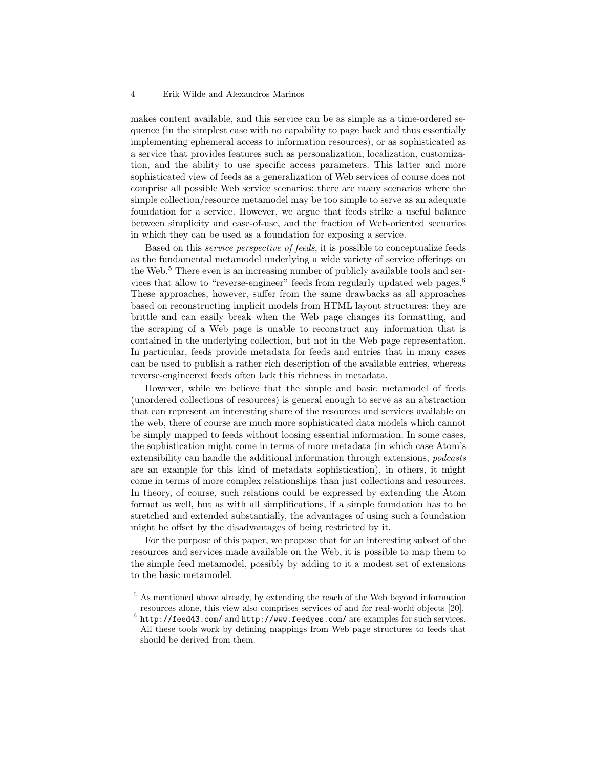makes content available, and this service can be as simple as a time-ordered sequence (in the simplest case with no capability to page back and thus essentially implementing ephemeral access to information resources), or as sophisticated as a service that provides features such as personalization, localization, customization, and the ability to use specific access parameters. This latter and more sophisticated view of feeds as a generalization of Web services of course does not comprise all possible Web service scenarios; there are many scenarios where the simple collection/resource metamodel may be too simple to serve as an adequate foundation for a service. However, we argue that feeds strike a useful balance between simplicity and ease-of-use, and the fraction of Web-oriented scenarios in which they can be used as a foundation for exposing a service.

Based on this *service perspective of feeds*, it is possible to conceptualize feeds as the fundamental metamodel underlying a wide variety of service offerings on the Web.[5] There even is an increasing number of publicly available tools and services that allow to "reverse-engineer" feeds from regularly updated web pages.[6] These approaches, however, suffer from the same drawbacks as all approaches based on reconstructing implicit models from HTML layout structures: they are brittle and can easily break when the Web page changes its formatting, and the scraping of a Web page is unable to reconstruct any information that is contained in the underlying collection, but not in the Web page representation. In particular, feeds provide metadata for feeds and entries that in many cases can be used to publish a rather rich description of the available entries, whereas reverse-engineered feeds often lack this richness in metadata.

However, while we believe that the simple and basic metamodel of feeds (unordered collections of resources) is general enough to serve as an abstraction that can represent an interesting share of the resources and services available on the web, there of course are much more sophisticated data models which cannot be simply mapped to feeds without loosing essential information. In some cases, the sophistication might come in terms of more metadata (in which case Atom's extensibility can handle the additional information through extensions, *podcasts* are an example for this kind of metadata sophistication), in others, it might come in terms of more complex relationships than just collections and resources. In theory, of course, such relations could be expressed by extending the Atom format as well, but as with all simplifications, if a simple foundation has to be stretched and extended substantially, the advantages of using such a foundation might be offset by the disadvantages of being restricted by it.

For the purpose of this paper, we propose that for an interesting subset of the resources and services made available on the Web, it is possible to map them to the simple feed metamodel, possibly by adding to it a modest set of extensions to the basic metamodel.

---

[5] As mentioned above already, by extending the reach of the Web beyond information resources alone, this view also comprises services of and for real-world objects [20].

[6] `http://feed43.com/` and `http://www.feedyes.com/` are examples for such services. All these tools work by defining mappings from Web page structures to feeds that should be derived from them.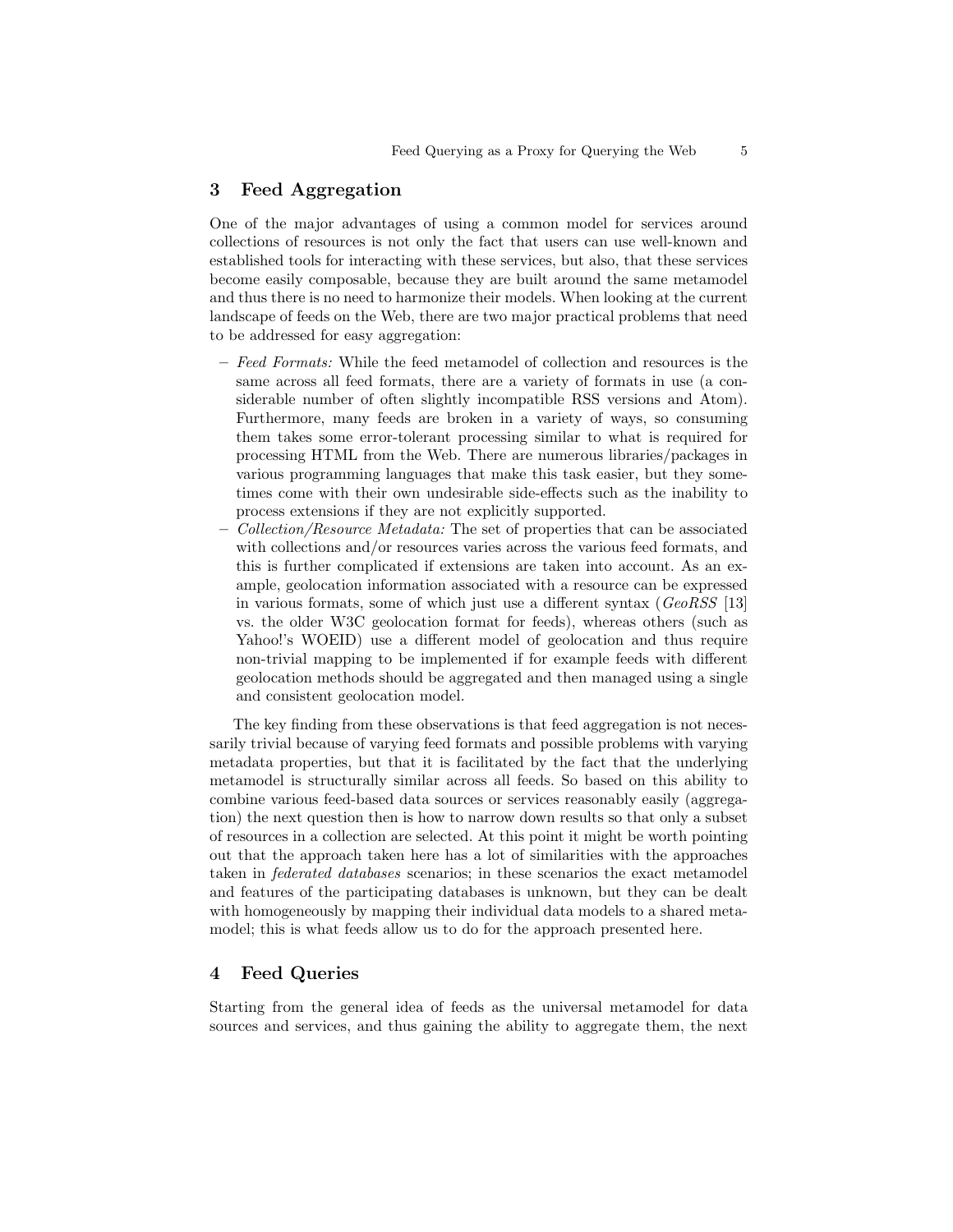## 3 Feed Aggregation

One of the major advantages of using a common model for services around collections of resources is not only the fact that users can use well-known and established tools for interacting with these services, but also, that these services become easily composable, because they are built around the same metamodel and thus there is no need to harmonize their models. When looking at the current landscape of feeds on the Web, there are two major practical problems that need to be addressed for easy aggregation:

- *Feed Formats:* While the feed metamodel of collection and resources is the same across all feed formats, there are a variety of formats in use (a considerable number of often slightly incompatible RSS versions and Atom). Furthermore, many feeds are broken in a variety of ways, so consuming them takes some error-tolerant processing similar to what is required for processing HTML from the Web. There are numerous libraries/packages in various programming languages that make this task easier, but they sometimes come with their own undesirable side-effects such as the inability to process extensions if they are not explicitly supported.
- *Collection/Resource Metadata:* The set of properties that can be associated with collections and/or resources varies across the various feed formats, and this is further complicated if extensions are taken into account. As an example, geolocation information associated with a resource can be expressed in various formats, some of which just use a different syntax (*GeoRSS* [13] vs. the older W3C geolocation format for feeds), whereas others (such as Yahoo!'s WOEID) use a different model of geolocation and thus require non-trivial mapping to be implemented if for example feeds with different geolocation methods should be aggregated and then managed using a single and consistent geolocation model.

The key finding from these observations is that feed aggregation is not necessarily trivial because of varying feed formats and possible problems with varying metadata properties, but that it is facilitated by the fact that the underlying metamodel is structurally similar across all feeds. So based on this ability to combine various feed-based data sources or services reasonably easily (aggregation) the next question then is how to narrow down results so that only a subset of resources in a collection are selected. At this point it might be worth pointing out that the approach taken here has a lot of similarities with the approaches taken in *federated databases* scenarios; in these scenarios the exact metamodel and features of the participating databases is unknown, but they can be dealt with homogeneously by mapping their individual data models to a shared metamodel; this is what feeds allow us to do for the approach presented here.

## 4 Feed Queries

Starting from the general idea of feeds as the universal metamodel for data sources and services, and thus gaining the ability to aggregate them, the next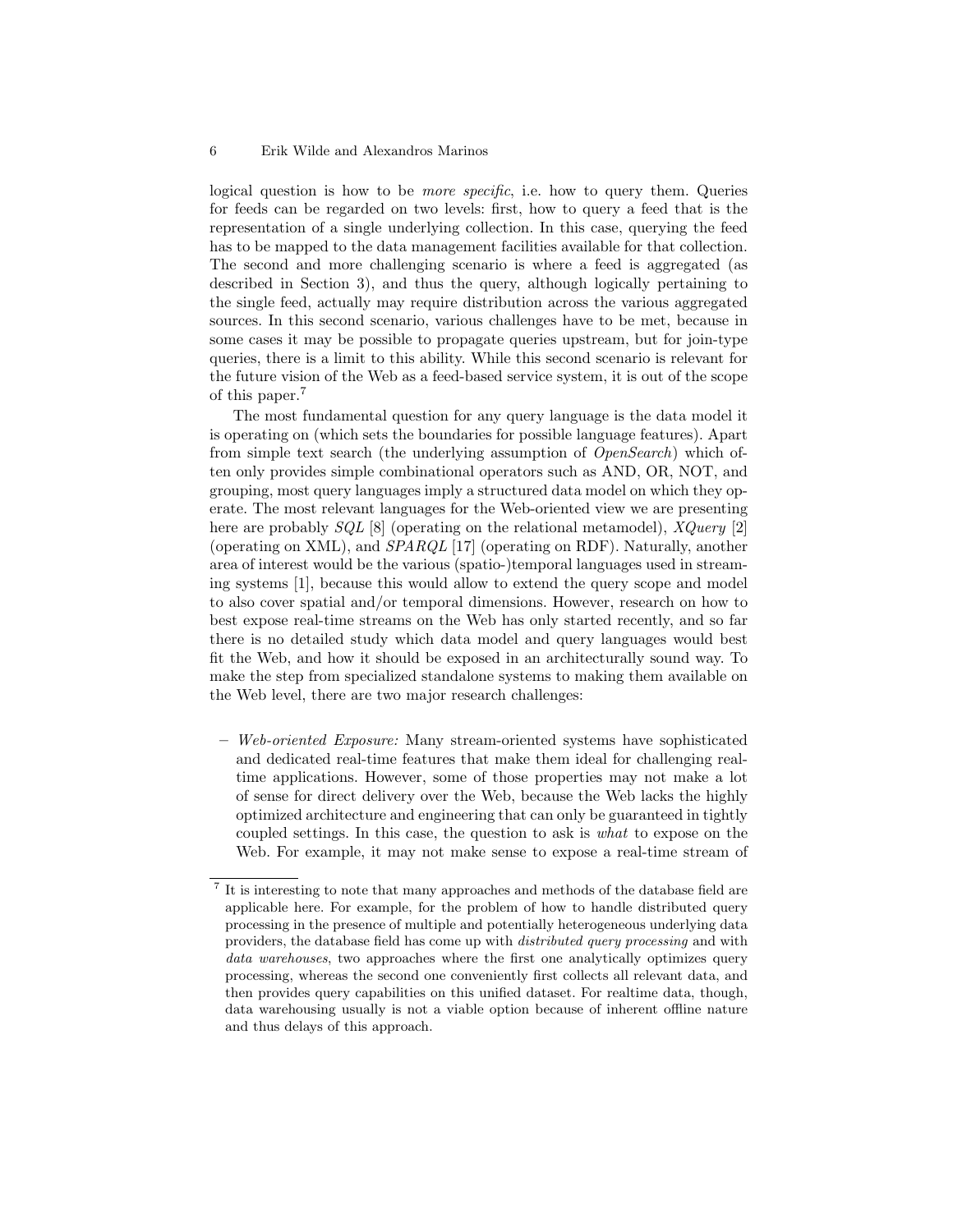logical question is how to be *more specific*, i.e. how to query them. Queries for feeds can be regarded on two levels: first, how to query a feed that is the representation of a single underlying collection. In this case, querying the feed has to be mapped to the data management facilities available for that collection. The second and more challenging scenario is where a feed is aggregated (as described in Section 3), and thus the query, although logically pertaining to the single feed, actually may require distribution across the various aggregated sources. In this second scenario, various challenges have to be met, because in some cases it may be possible to propagate queries upstream, but for join-type queries, there is a limit to this ability. While this second scenario is relevant for the future vision of the Web as a feed-based service system, it is out of the scope of this paper.[7]

The most fundamental question for any query language is the data model it is operating on (which sets the boundaries for possible language features). Apart from simple text search (the underlying assumption of *OpenSearch*) which often only provides simple combinational operators such as AND, OR, NOT, and grouping, most query languages imply a structured data model on which they operate. The most relevant languages for the Web-oriented view we are presenting here are probably *SQL* [8] (operating on the relational metamodel), *XQuery* [2] (operating on XML), and *SPARQL* [17] (operating on RDF). Naturally, another area of interest would be the various (spatio-)temporal languages used in streaming systems [1], because this would allow to extend the query scope and model to also cover spatial and/or temporal dimensions. However, research on how to best expose real-time streams on the Web has only started recently, and so far there is no detailed study which data model and query languages would best fit the Web, and how it should be exposed in an architecturally sound way. To make the step from specialized standalone systems to making them available on the Web level, there are two major research challenges:

– *Web-oriented Exposure:* Many stream-oriented systems have sophisticated and dedicated real-time features that make them ideal for challenging real-time applications. However, some of those properties may not make a lot of sense for direct delivery over the Web, because the Web lacks the highly optimized architecture and engineering that can only be guaranteed in tightly coupled settings. In this case, the question to ask is *what* to expose on the Web. For example, it may not make sense to expose a real-time stream of

[7] It is interesting to note that many approaches and methods of the database field are applicable here. For example, for the problem of how to handle distributed query processing in the presence of multiple and potentially heterogeneous underlying data providers, the database field has come up with *distributed query processing* and with *data warehouses*, two approaches where the first one analytically optimizes query processing, whereas the second one conveniently first collects all relevant data, and then provides query capabilities on this unified dataset. For realtime data, though, data warehousing usually is not a viable option because of inherent offline nature and thus delays of this approach.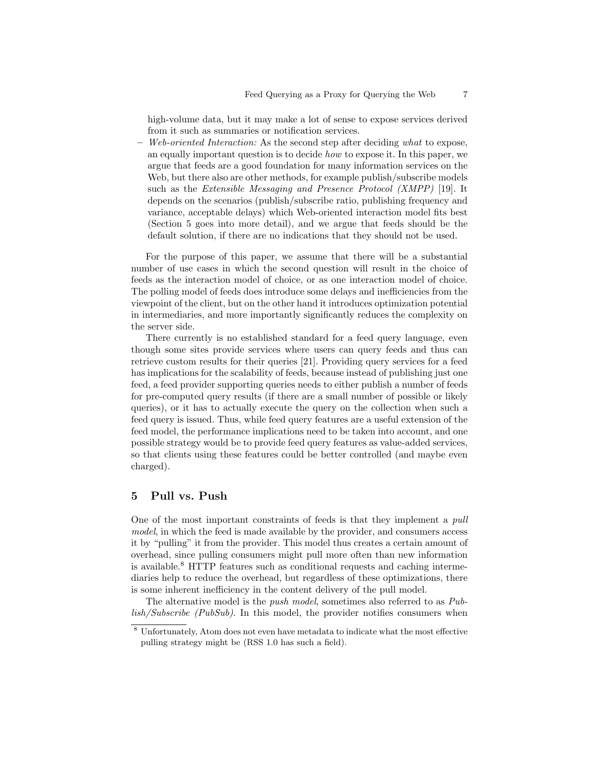high-volume data, but it may make a lot of sense to expose services derived from it such as summaries or notification services.

– *Web-oriented Interaction:* As the second step after deciding *what* to expose, an equally important question is to decide *how* to expose it. In this paper, we argue that feeds are a good foundation for many information services on the Web, but there also are other methods, for example publish/subscribe models such as the *Extensible Messaging and Presence Protocol (XMPP)* [19]. It depends on the scenarios (publish/subscribe ratio, publishing frequency and variance, acceptable delays) which Web-oriented interaction model fits best (Section 5 goes into more detail), and we argue that feeds should be the default solution, if there are no indications that they should not be used.

For the purpose of this paper, we assume that there will be a substantial number of use cases in which the second question will result in the choice of feeds as the interaction model of choice, or as one interaction model of choice. The polling model of feeds does introduce some delays and inefficiencies from the viewpoint of the client, but on the other hand it introduces optimization potential in intermediaries, and more importantly significantly reduces the complexity on the server side.

There currently is no established standard for a feed query language, even though some sites provide services where users can query feeds and thus can retrieve custom results for their queries [21]. Providing query services for a feed has implications for the scalability of feeds, because instead of publishing just one feed, a feed provider supporting queries needs to either publish a number of feeds for pre-computed query results (if there are a small number of possible or likely queries), or it has to actually execute the query on the collection when such a feed query is issued. Thus, while feed query features are a useful extension of the feed model, the performance implications need to be taken into account, and one possible strategy would be to provide feed query features as value-added services, so that clients using these features could be better controlled (and maybe even charged).

## 5 Pull vs. Push

One of the most important constraints of feeds is that they implement a *pull model*, in which the feed is made available by the provider, and consumers access it by "pulling" it from the provider. This model thus creates a certain amount of overhead, since pulling consumers might pull more often than new information is available.[8] HTTP features such as conditional requests and caching intermediaries help to reduce the overhead, but regardless of these optimizations, there is some inherent inefficiency in the content delivery of the pull model.

The alternative model is the *push model*, sometimes also referred to as *Publish/Subscribe (PubSub)*. In this model, the provider notifies consumers when

[8] Unfortunately, Atom does not even have metadata to indicate what the most effective pulling strategy might be (RSS 1.0 has such a field).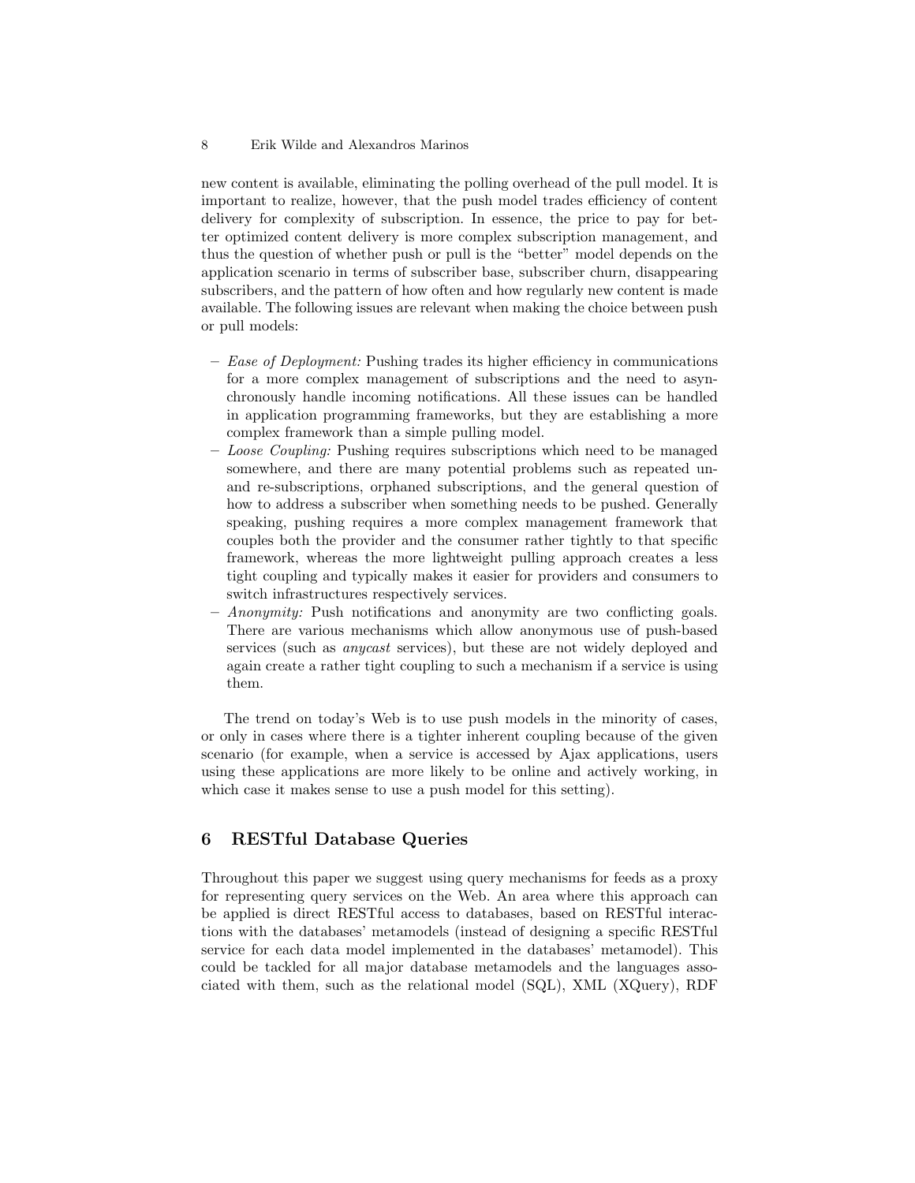new content is available, eliminating the polling overhead of the pull model. It is important to realize, however, that the push model trades efficiency of content delivery for complexity of subscription. In essence, the price to pay for better optimized content delivery is more complex subscription management, and thus the question of whether push or pull is the "better" model depends on the application scenario in terms of subscriber base, subscriber churn, disappearing subscribers, and the pattern of how often and how regularly new content is made available. The following issues are relevant when making the choice between push or pull models:

- *Ease of Deployment:* Pushing trades its higher efficiency in communications for a more complex management of subscriptions and the need to asynchronously handle incoming notifications. All these issues can be handled in application programming frameworks, but they are establishing a more complex framework than a simple pulling model.
- *Loose Coupling:* Pushing requires subscriptions which need to be managed somewhere, and there are many potential problems such as repeated un- and re-subscriptions, orphaned subscriptions, and the general question of how to address a subscriber when something needs to be pushed. Generally speaking, pushing requires a more complex management framework that couples both the provider and the consumer rather tightly to that specific framework, whereas the more lightweight pulling approach creates a less tight coupling and typically makes it easier for providers and consumers to switch infrastructures respectively services.
- *Anonymity:* Push notifications and anonymity are two conflicting goals. There are various mechanisms which allow anonymous use of push-based services (such as *anycast* services), but these are not widely deployed and again create a rather tight coupling to such a mechanism if a service is using them.

The trend on today's Web is to use push models in the minority of cases, or only in cases where there is a tighter inherent coupling because of the given scenario (for example, when a service is accessed by Ajax applications, users using these applications are more likely to be online and actively working, in which case it makes sense to use a push model for this setting).

## 6 RESTful Database Queries

Throughout this paper we suggest using query mechanisms for feeds as a proxy for representing query services on the Web. An area where this approach can be applied is direct RESTful access to databases, based on RESTful interactions with the databases' metamodels (instead of designing a specific RESTful service for each data model implemented in the databases' metamodel). This could be tackled for all major database metamodels and the languages associated with them, such as the relational model (SQL), XML (XQuery), RDF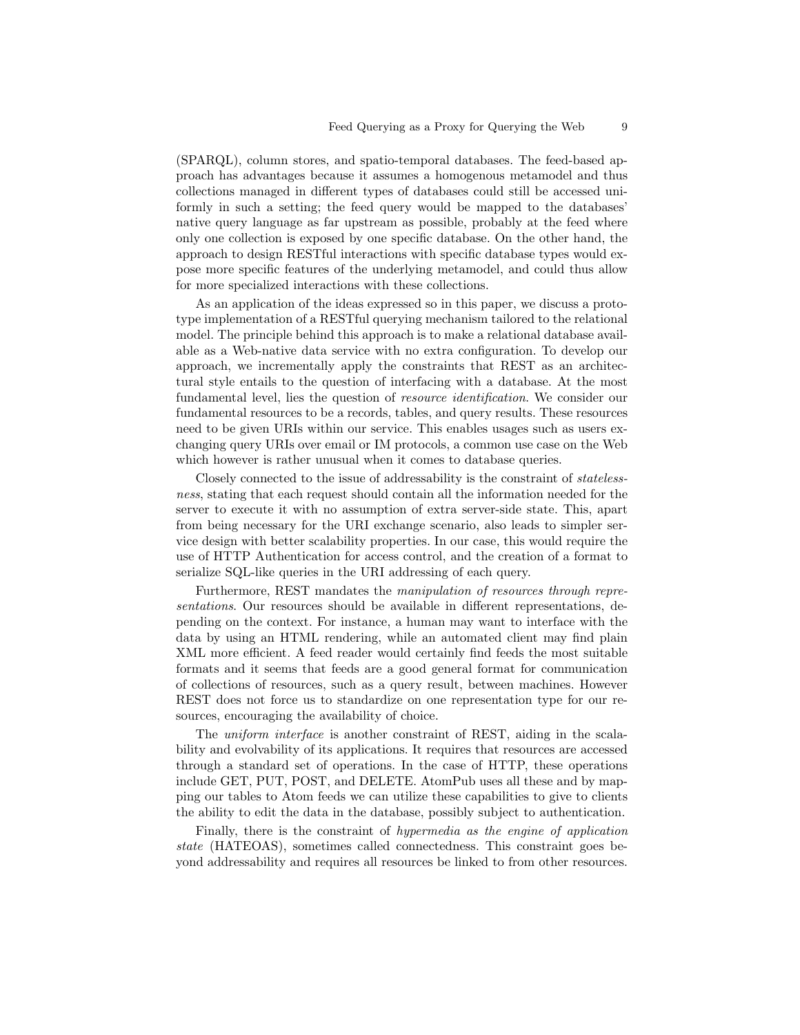(SPARQL), column stores, and spatio-temporal databases. The feed-based approach has advantages because it assumes a homogenous metamodel and thus collections managed in different types of databases could still be accessed uniformly in such a setting; the feed query would be mapped to the databases' native query language as far upstream as possible, probably at the feed where only one collection is exposed by one specific database. On the other hand, the approach to design RESTful interactions with specific database types would expose more specific features of the underlying metamodel, and could thus allow for more specialized interactions with these collections.

As an application of the ideas expressed so in this paper, we discuss a prototype implementation of a RESTful querying mechanism tailored to the relational model. The principle behind this approach is to make a relational database available as a Web-native data service with no extra configuration. To develop our approach, we incrementally apply the constraints that REST as an architectural style entails to the question of interfacing with a database. At the most fundamental level, lies the question of *resource identification*. We consider our fundamental resources to be a records, tables, and query results. These resources need to be given URIs within our service. This enables usages such as users exchanging query URIs over email or IM protocols, a common use case on the Web which however is rather unusual when it comes to database queries.

Closely connected to the issue of addressability is the constraint of *statelessness*, stating that each request should contain all the information needed for the server to execute it with no assumption of extra server-side state. This, apart from being necessary for the URI exchange scenario, also leads to simpler service design with better scalability properties. In our case, this would require the use of HTTP Authentication for access control, and the creation of a format to serialize SQL-like queries in the URI addressing of each query.

Furthermore, REST mandates the *manipulation of resources through representations*. Our resources should be available in different representations, depending on the context. For instance, a human may want to interface with the data by using an HTML rendering, while an automated client may find plain XML more efficient. A feed reader would certainly find feeds the most suitable formats and it seems that feeds are a good general format for communication of collections of resources, such as a query result, between machines. However REST does not force us to standardize on one representation type for our resources, encouraging the availability of choice.

The *uniform interface* is another constraint of REST, aiding in the scalability and evolvability of its applications. It requires that resources are accessed through a standard set of operations. In the case of HTTP, these operations include GET, PUT, POST, and DELETE. AtomPub uses all these and by mapping our tables to Atom feeds we can utilize these capabilities to give to clients the ability to edit the data in the database, possibly subject to authentication.

Finally, there is the constraint of *hypermedia as the engine of application state* (HATEOAS), sometimes called connectedness. This constraint goes beyond addressability and requires all resources be linked to from other resources.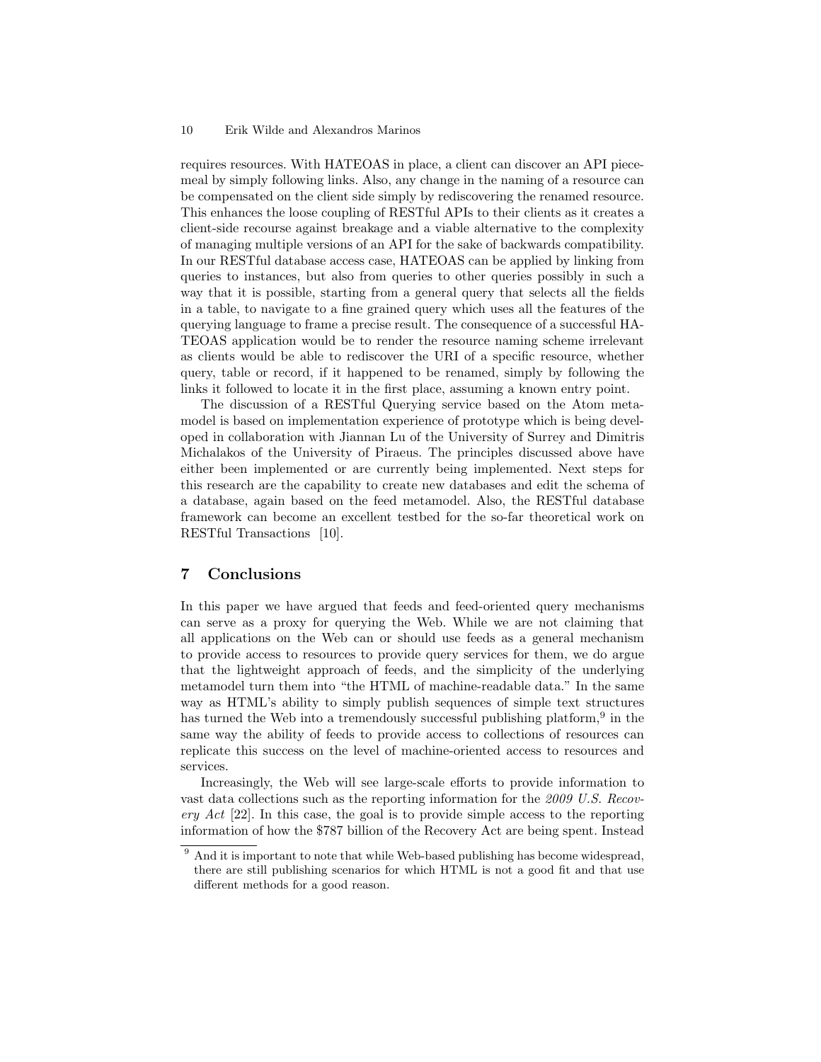requires resources. With HATEOAS in place, a client can discover an API piecemeal by simply following links. Also, any change in the naming of a resource can be compensated on the client side simply by rediscovering the renamed resource. This enhances the loose coupling of RESTful APIs to their clients as it creates a client-side recourse against breakage and a viable alternative to the complexity of managing multiple versions of an API for the sake of backwards compatibility. In our RESTful database access case, HATEOAS can be applied by linking from queries to instances, but also from queries to other queries possibly in such a way that it is possible, starting from a general query that selects all the fields in a table, to navigate to a fine grained query which uses all the features of the querying language to frame a precise result. The consequence of a successful HATEOAS application would be to render the resource naming scheme irrelevant as clients would be able to rediscover the URI of a specific resource, whether query, table or record, if it happened to be renamed, simply by following the links it followed to locate it in the first place, assuming a known entry point.

The discussion of a RESTful Querying service based on the Atom metamodel is based on implementation experience of prototype which is being developed in collaboration with Jiannan Lu of the University of Surrey and Dimitris Michalakos of the University of Piraeus. The principles discussed above have either been implemented or are currently being implemented. Next steps for this research are the capability to create new databases and edit the schema of a database, again based on the feed metamodel. Also, the RESTful database framework can become an excellent testbed for the so-far theoretical work on RESTful Transactions [10].

## 7 Conclusions

In this paper we have argued that feeds and feed-oriented query mechanisms can serve as a proxy for querying the Web. While we are not claiming that all applications on the Web can or should use feeds as a general mechanism to provide access to resources to provide query services for them, we do argue that the lightweight approach of feeds, and the simplicity of the underlying metamodel turn them into "the HTML of machine-readable data." In the same way as HTML's ability to simply publish sequences of simple text structures has turned the Web into a tremendously successful publishing platform,[9] in the same way the ability of feeds to provide access to collections of resources can replicate this success on the level of machine-oriented access to resources and services.

Increasingly, the Web will see large-scale efforts to provide information to vast data collections such as the reporting information for the *2009 U.S. Recovery Act* [22]. In this case, the goal is to provide simple access to the reporting information of how the $787 billion of the Recovery Act are being spent. Instead

[9] And it is important to note that while Web-based publishing has become widespread, there are still publishing scenarios for which HTML is not a good fit and that use different methods for a good reason.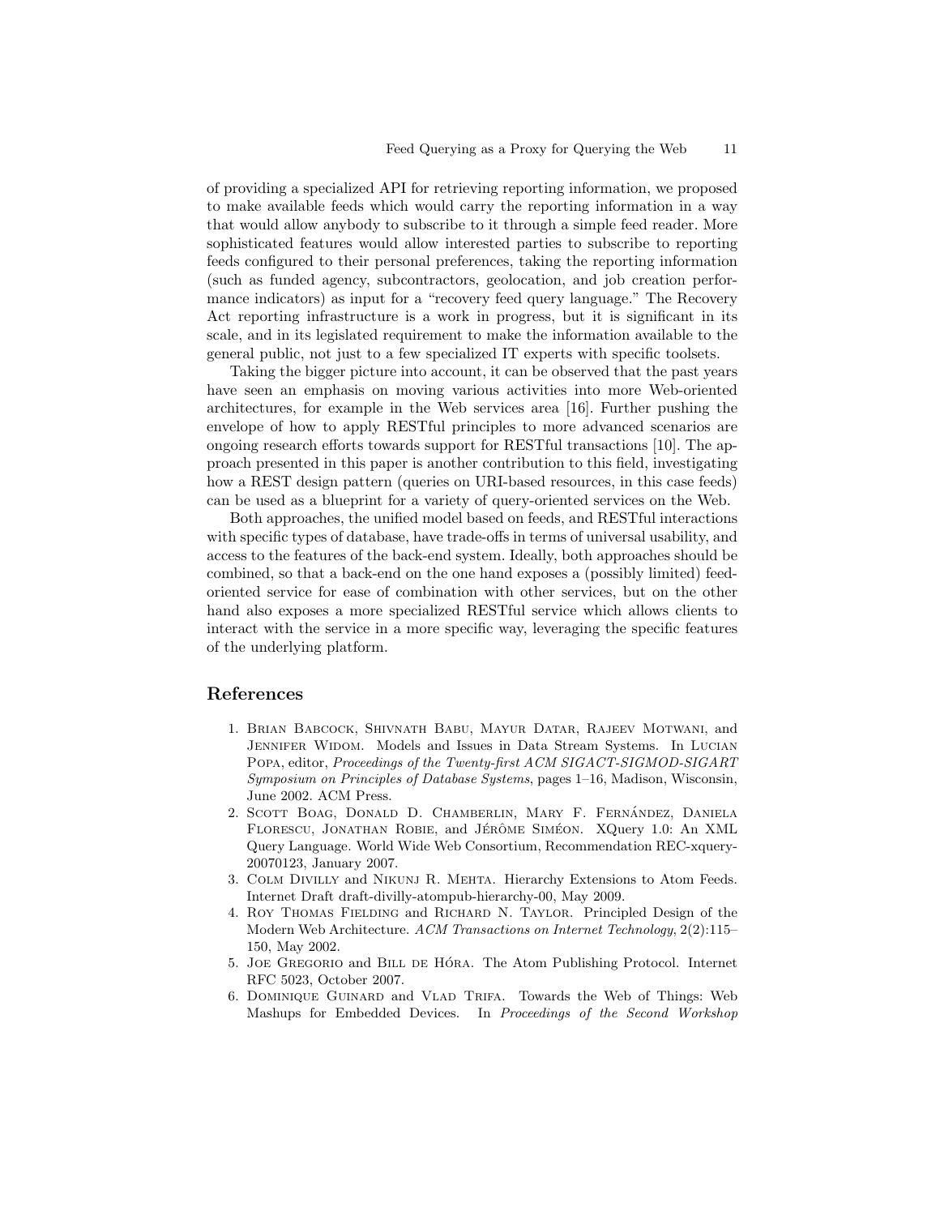of providing a specialized API for retrieving reporting information, we proposed to make available feeds which would carry the reporting information in a way that would allow anybody to subscribe to it through a simple feed reader. More sophisticated features would allow interested parties to subscribe to reporting feeds configured to their personal preferences, taking the reporting information (such as funded agency, subcontractors, geolocation, and job creation performance indicators) as input for a "recovery feed query language." The Recovery Act reporting infrastructure is a work in progress, but it is significant in its scale, and in its legislated requirement to make the information available to the general public, not just to a few specialized IT experts with specific toolsets.

Taking the bigger picture into account, it can be observed that the past years have seen an emphasis on moving various activities into more Web-oriented architectures, for example in the Web services area [16]. Further pushing the envelope of how to apply RESTful principles to more advanced scenarios are ongoing research efforts towards support for RESTful transactions [10]. The approach presented in this paper is another contribution to this field, investigating how a REST design pattern (queries on URI-based resources, in this case feeds) can be used as a blueprint for a variety of query-oriented services on the Web.

Both approaches, the unified model based on feeds, and RESTful interactions with specific types of database, have trade-offs in terms of universal usability, and access to the features of the back-end system. Ideally, both approaches should be combined, so that a back-end on the one hand exposes a (possibly limited) feed-oriented service for ease of combination with other services, but on the other hand also exposes a more specialized RESTful service which allows clients to interact with the service in a more specific way, leveraging the specific features of the underlying platform.

## References

1. Brian Babcock, Shivnath Babu, Mayur Datar, Rajeev Motwani, and Jennifer Widom. Models and Issues in Data Stream Systems. In Lucian Popa, editor, *Proceedings of the Twenty-first ACM SIGACT-SIGMOD-SIGART Symposium on Principles of Database Systems*, pages 1–16, Madison, Wisconsin, June 2002. ACM Press.
2. Scott Boag, Donald D. Chamberlin, Mary F. Fernández, Daniela Florescu, Jonathan Robie, and Jérôme Siméon. XQuery 1.0: An XML Query Language. World Wide Web Consortium, Recommendation REC-xquery-20070123, January 2007.
3. Colm Divilly and Nikunj R. Mehta. Hierarchy Extensions to Atom Feeds. Internet Draft draft-divilly-atompub-hierarchy-00, May 2009.
4. Roy Thomas Fielding and Richard N. Taylor. Principled Design of the Modern Web Architecture. *ACM Transactions on Internet Technology*, 2(2):115–150, May 2002.
5. Joe Gregorio and Bill de Hóra. The Atom Publishing Protocol. Internet RFC 5023, October 2007.
6. Dominique Guinard and Vlad Trifa. Towards the Web of Things: Web Mashups for Embedded Devices. In *Proceedings of the Second Workshop*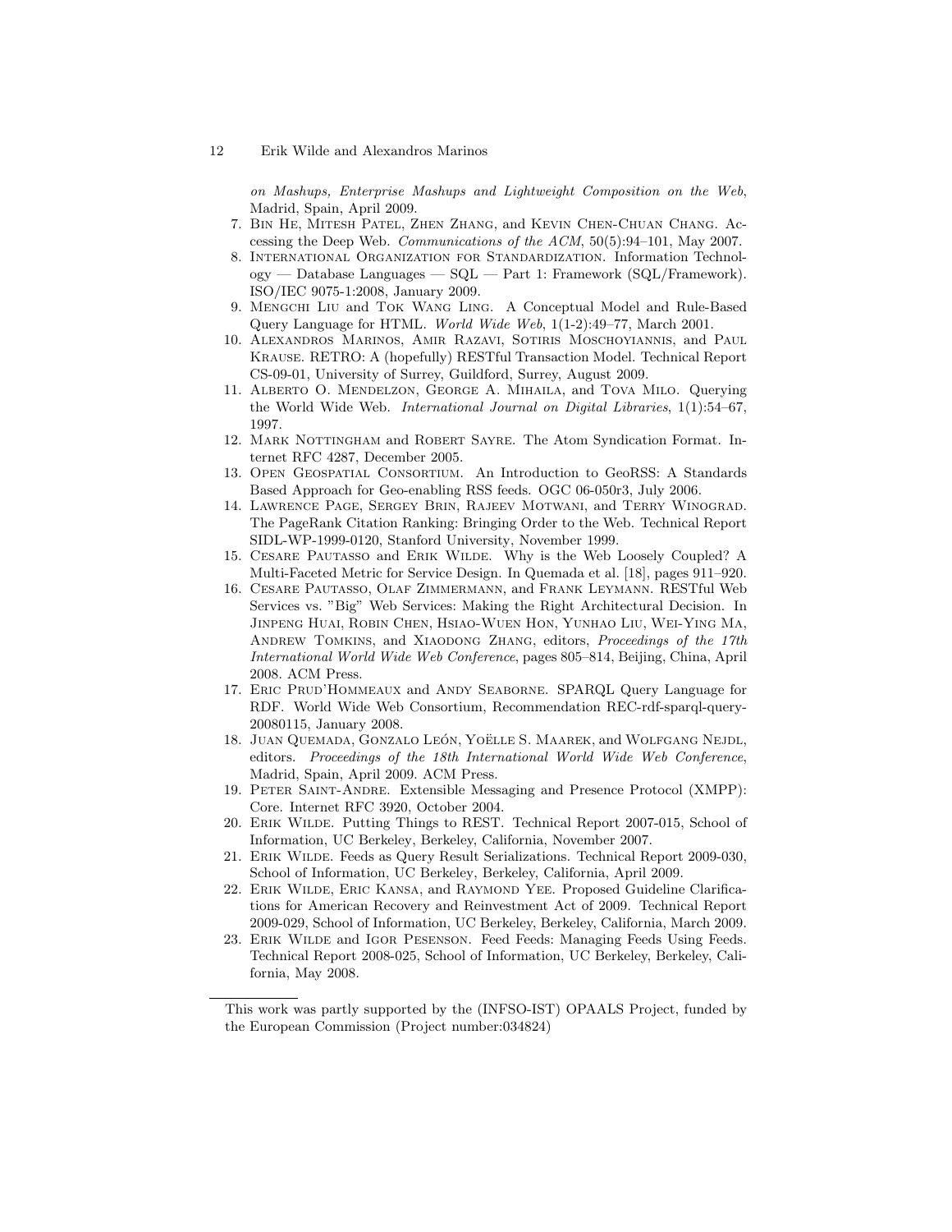*on Mashups, Enterprise Mashups and Lightweight Composition on the Web*, Madrid, Spain, April 2009.

7. Bin He, Mitesh Patel, Zhen Zhang, and Kevin Chen-Chuan Chang. Accessing the Deep Web. *Communications of the ACM*, 50(5):94–101, May 2007.
8. International Organization for Standardization. Information Technology — Database Languages — SQL — Part 1: Framework (SQL/Framework). ISO/IEC 9075-1:2008, January 2009.
9. Mengchi Liu and Tok Wang Ling. A Conceptual Model and Rule-Based Query Language for HTML. *World Wide Web*, 1(1-2):49–77, March 2001.
10. Alexandros Marinos, Amir Razavi, Sotiris Moschoyiannis, and Paul Krause. RETRO: A (hopefully) RESTful Transaction Model. Technical Report CS-09-01, University of Surrey, Guildford, Surrey, August 2009.
11. Alberto O. Mendelzon, George A. Mihaila, and Tova Milo. Querying the World Wide Web. *International Journal on Digital Libraries*, 1(1):54–67, 1997.
12. Mark Nottingham and Robert Sayre. The Atom Syndication Format. Internet RFC 4287, December 2005.
13. Open Geospatial Consortium. An Introduction to GeoRSS: A Standards Based Approach for Geo-enabling RSS feeds. OGC 06-050r3, July 2006.
14. Lawrence Page, Sergey Brin, Rajeev Motwani, and Terry Winograd. The PageRank Citation Ranking: Bringing Order to the Web. Technical Report SIDL-WP-1999-0120, Stanford University, November 1999.
15. Cesare Pautasso and Erik Wilde. Why is the Web Loosely Coupled? A Multi-Faceted Metric for Service Design. In Quemada et al. [18], pages 911–920.
16. Cesare Pautasso, Olaf Zimmermann, and Frank Leymann. RESTful Web Services vs. "Big" Web Services: Making the Right Architectural Decision. In Jinpeng Huai, Robin Chen, Hsiao-Wuen Hon, Yunhao Liu, Wei-Ying Ma, Andrew Tomkins, and Xiaodong Zhang, editors, *Proceedings of the 17th International World Wide Web Conference*, pages 805–814, Beijing, China, April 2008. ACM Press.
17. Eric Prud'Hommeaux and Andy Seaborne. SPARQL Query Language for RDF. World Wide Web Consortium, Recommendation REC-rdf-sparql-query-20080115, January 2008.
18. Juan Quemada, Gonzalo León, Yoëlle S. Maarek, and Wolfgang Nejdl, editors. *Proceedings of the 18th International World Wide Web Conference*, Madrid, Spain, April 2009. ACM Press.
19. Peter Saint-Andre. Extensible Messaging and Presence Protocol (XMPP): Core. Internet RFC 3920, October 2004.
20. Erik Wilde. Putting Things to REST. Technical Report 2007-015, School of Information, UC Berkeley, Berkeley, California, November 2007.
21. Erik Wilde. Feeds as Query Result Serializations. Technical Report 2009-030, School of Information, UC Berkeley, Berkeley, California, April 2009.
22. Erik Wilde, Eric Kansa, and Raymond Yee. Proposed Guideline Clarifications for American Recovery and Reinvestment Act of 2009. Technical Report 2009-029, School of Information, UC Berkeley, Berkeley, California, March 2009.
23. Erik Wilde and Igor Pesenson. Feed Feeds: Managing Feeds Using Feeds. Technical Report 2008-025, School of Information, UC Berkeley, Berkeley, California, May 2008.

---

This work was partly supported by the (INFSO-IST) OPAALS Project, funded by the European Commission (Project number:034824)